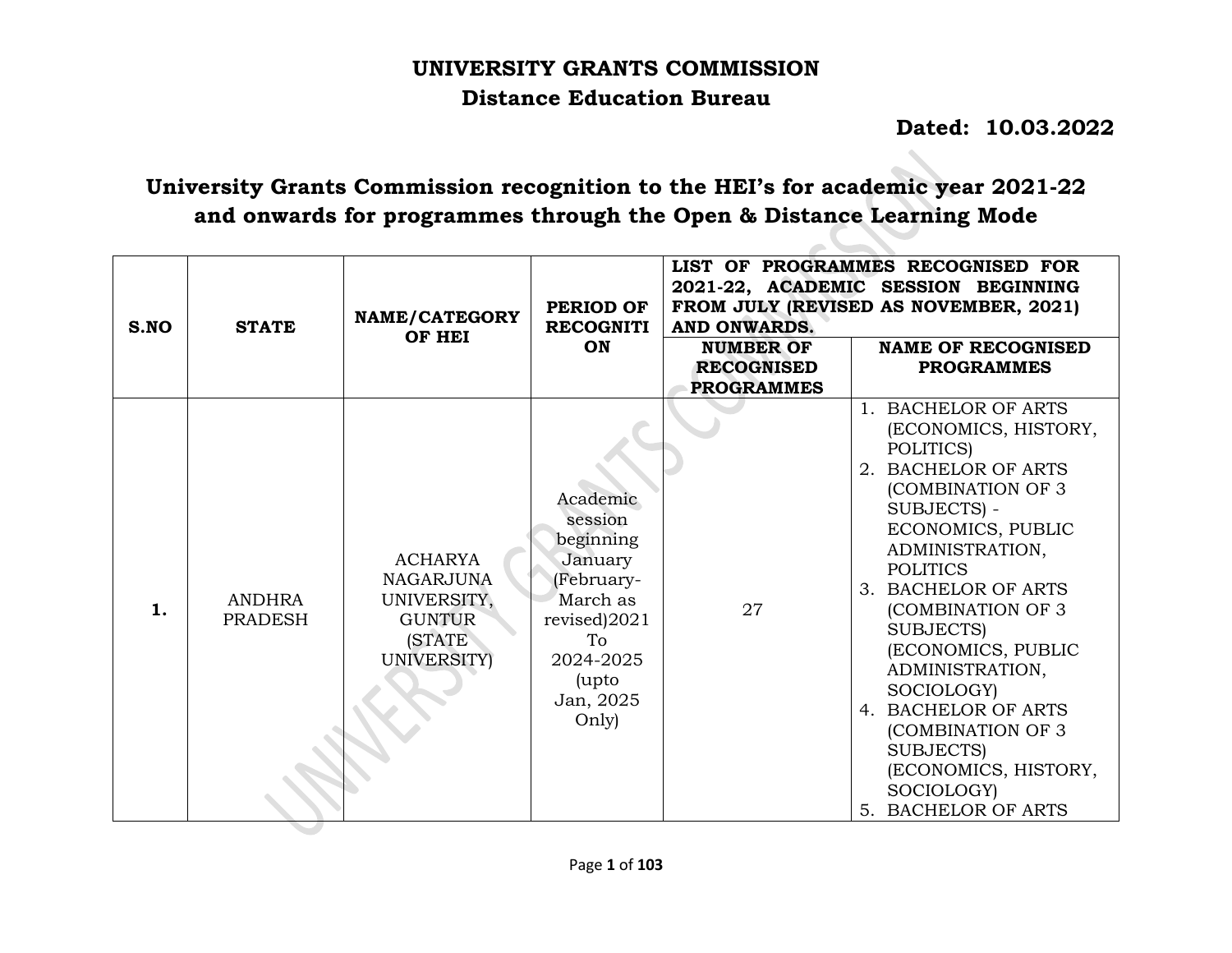# UNIVERSITY GRANTS COMMISSION

## Distance Education Bureau

**Dated: 10.03.2022**

## University Grants Commission recognition to the HEI's for academic year 2021-22 and onwards for programmes through the Open & Distance Learning Mode

| S.NO | STATE | NAME/CATEGORY OF HEI | PERIOD OF RECOGNITION | LIST OF PROGRAMMES RECOGNISED FOR 2021-22, ACADEMIC SESSION BEGINNING FROM JULY (REVISED AS NOVEMBER, 2021) AND ONWARDS. | |
|---|---|---|---|---|---|
| | | | | NUMBER OF RECOGNISED PROGRAMMES | NAME OF RECOGNISED PROGRAMMES |
| 1. | ANDHRA PRADESH | ACHARYA NAGARJUNA UNIVERSITY, GUNTUR (STATE UNIVERSITY) | Academic session beginning January (February-March as revised)2021 To 2024-2025 (upto Jan, 2025 Only) | 27 | 1. BACHELOR OF ARTS (ECONOMICS, HISTORY, POLITICS)<br>2. BACHELOR OF ARTS (COMBINATION OF 3 SUBJECTS) - ECONOMICS, PUBLIC ADMINISTRATION, POLITICS<br>3. BACHELOR OF ARTS (COMBINATION OF 3 SUBJECTS) (ECONOMICS, PUBLIC ADMINISTRATION, SOCIOLOGY)<br>4. BACHELOR OF ARTS (COMBINATION OF 3 SUBJECTS) (ECONOMICS, HISTORY, SOCIOLOGY)<br>5. BACHELOR OF ARTS |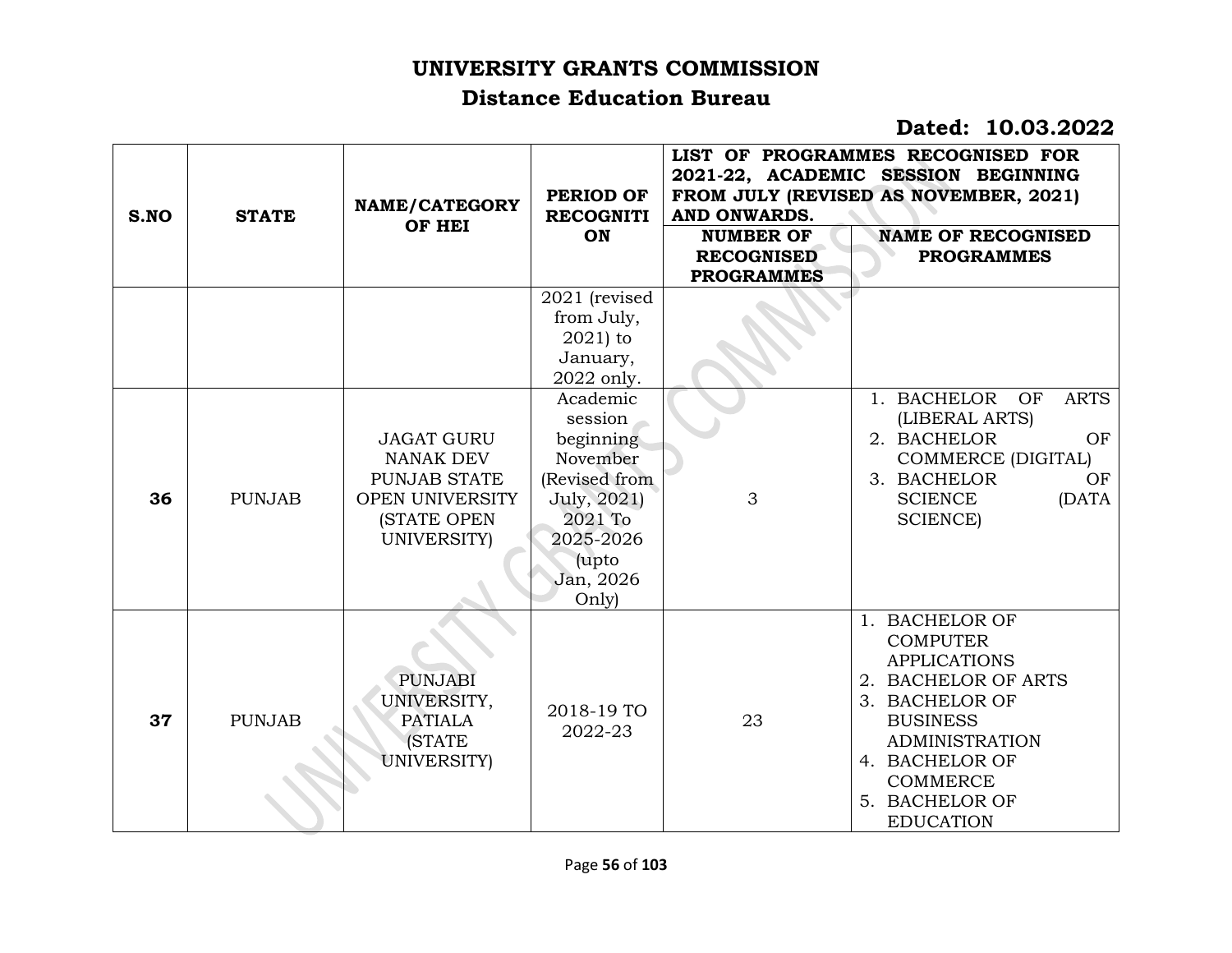# UNIVERSITY GRANTS COMMISSION

## Distance Education Bureau

**Dated: 10.03.2022**

| S.NO | STATE | NAME/CATEGORY OF HEI | PERIOD OF RECOGNITION | LIST OF PROGRAMMES RECOGNISED FOR 2021-22, ACADEMIC SESSION BEGINNING FROM JULY (REVISED AS NOVEMBER, 2021) AND ONWARDS. | |
|---|---|---|---|---|---|
| | | | | NUMBER OF RECOGNISED PROGRAMMES | NAME OF RECOGNISED PROGRAMMES |
| | | | 2021 (revised from July, 2021) to January, 2022 only. | | |
| **36** | PUNJAB | JAGAT GURU NANAK DEV PUNJAB STATE OPEN UNIVERSITY (STATE OPEN UNIVERSITY) | Academic session beginning November (Revised from July, 2021) 2021 To 2025-2026 (upto Jan, 2026 Only) | 3 | 1. BACHELOR OF ARTS (LIBERAL ARTS)<br>2. BACHELOR OF COMMERCE (DIGITAL)<br>3. BACHELOR OF SCIENCE (DATA SCIENCE) |
| **37** | PUNJAB | PUNJABI UNIVERSITY, PATIALA (STATE UNIVERSITY) | 2018-19 TO 2022-23 | 23 | 1. BACHELOR OF COMPUTER APPLICATIONS<br>2. BACHELOR OF ARTS<br>3. BACHELOR OF BUSINESS ADMINISTRATION<br>4. BACHELOR OF COMMERCE<br>5. BACHELOR OF EDUCATION |